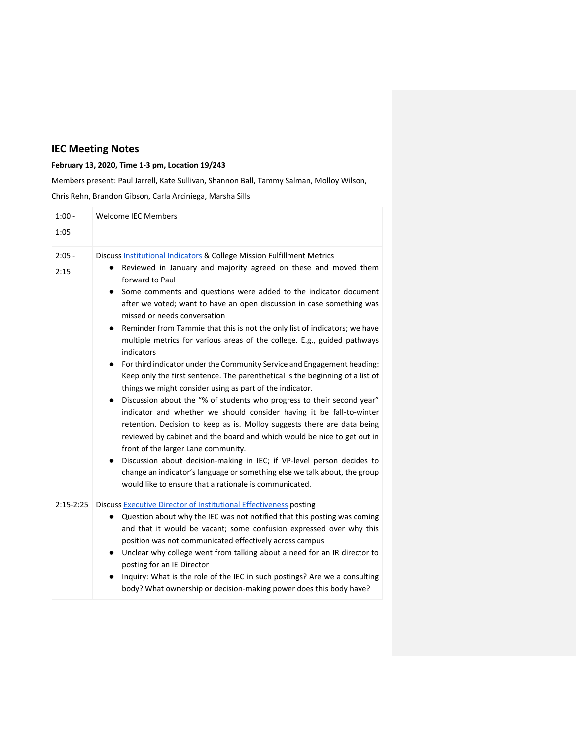## IEC Meeting Notes

**February 13, 2020, Time 1-3 pm, Location 19/243**

Members present: Paul Jarrell, Kate Sullivan, Shannon Ball, Tammy Salman, Molloy Wilson, Chris Rehn, Brandon Gibson, Carla Arciniega, Marsha Sills

| | |
|---|---|
| 1:00 - 1:05 | Welcome IEC Members |
| 2:05 - 2:15 | Discuss Institutional Indicators & College Mission Fulfillment Metrics<br>● Reviewed in January and majority agreed on these and moved them forward to Paul<br>● Some comments and questions were added to the indicator document after we voted; want to have an open discussion in case something was missed or needs conversation<br>● Reminder from Tammie that this is not the only list of indicators; we have multiple metrics for various areas of the college. E.g., guided pathways indicators<br>● For third indicator under the Community Service and Engagement heading: Keep only the first sentence. The parenthetical is the beginning of a list of things we might consider using as part of the indicator.<br>● Discussion about the "% of students who progress to their second year" indicator and whether we should consider having it be fall-to-winter retention. Decision to keep as is. Molloy suggests there are data being reviewed by cabinet and the board and which would be nice to get out in front of the larger Lane community.<br>● Discussion about decision-making in IEC; if VP-level person decides to change an indicator's language or something else we talk about, the group would like to ensure that a rationale is communicated. |
| 2:15-2:25 | Discuss Executive Director of Institutional Effectiveness posting<br>● Question about why the IEC was not notified that this posting was coming and that it would be vacant; some confusion expressed over why this position was not communicated effectively across campus<br>● Unclear why college went from talking about a need for an IR director to posting for an IE Director<br>● Inquiry: What is the role of the IEC in such postings? Are we a consulting body? What ownership or decision-making power does this body have? |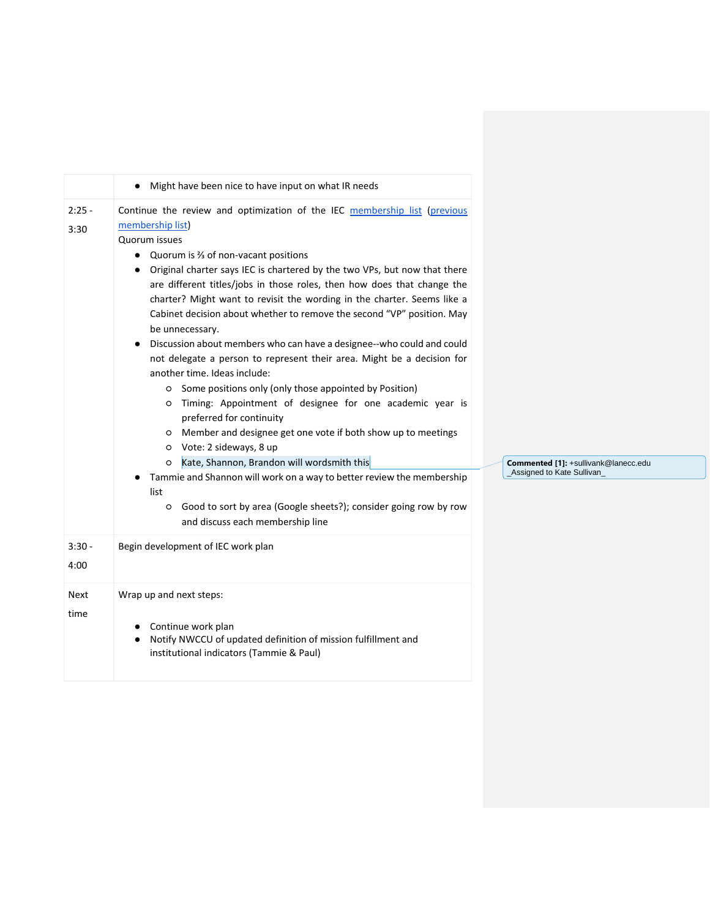| | |
|---|---|
| | • Might have been nice to have input on what IR needs |
| 2:25 - 3:30 | Continue the review and optimization of the IEC membership list (previous membership list)<br>Quorum issues<br>• Quorum is ⅔ of non-vacant positions<br>• Original charter says IEC is chartered by the two VPs, but now that there are different titles/jobs in those roles, then how does that change the charter? Might want to revisit the wording in the charter. Seems like a Cabinet decision about whether to remove the second "VP" position. May be unnecessary.<br>• Discussion about members who can have a designee--who could and could not delegate a person to represent their area. Might be a decision for another time. Ideas include:<br>&nbsp;&nbsp;&nbsp;&nbsp;○ Some positions only (only those appointed by Position)<br>&nbsp;&nbsp;&nbsp;&nbsp;○ Timing: Appointment of designee for one academic year is preferred for continuity<br>&nbsp;&nbsp;&nbsp;&nbsp;○ Member and designee get one vote if both show up to meetings<br>&nbsp;&nbsp;&nbsp;&nbsp;○ Vote: 2 sideways, 8 up<br>&nbsp;&nbsp;&nbsp;&nbsp;○ Kate, Shannon, Brandon will wordsmith this<br>• Tammie and Shannon will work on a way to better review the membership list<br>&nbsp;&nbsp;&nbsp;&nbsp;○ Good to sort by area (Google sheets?); consider going row by row and discuss each membership line |
| 3:30 - 4:00 | Begin development of IEC work plan |
| Next time | Wrap up and next steps:<br>• Continue work plan<br>• Notify NWCCU of updated definition of mission fulfillment and institutional indicators (Tammie & Paul) |

**Commented [1]:** +sullivank@lanecc.edu _Assigned to Kate Sullivan_